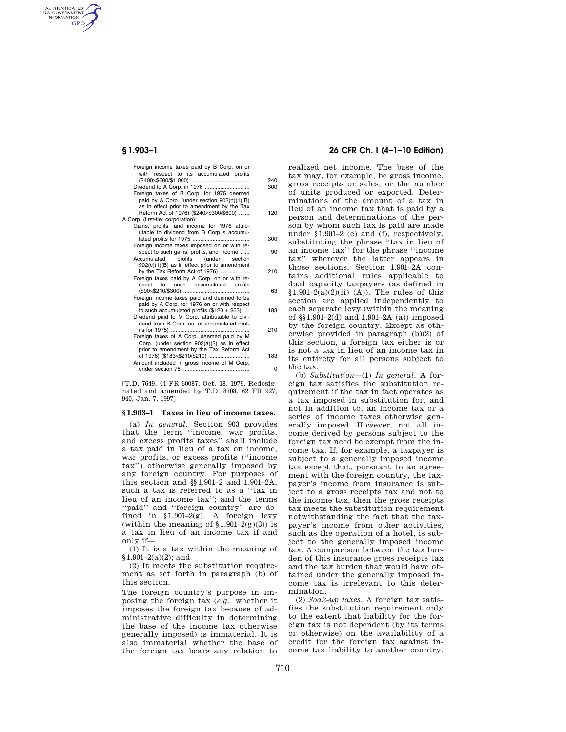| | |
|---|---|
| Foreign income taxes paid by B Corp. on or with respect to its accumulated profits ($400×$600/$1,000) | 240 |
| Dividend to A Corp. in 1976 | 300 |
| Foreign taxes of B Corp. for 1975 deemed paid by A Corp. (under section 902(b)(1)(B) as in effect prior to amendment by the Tax Reform Act of 1976) ($240×$300/$600) | 120 |
| A Corp. (first-tier corporation): | |
| Gains, profits, and income for 1976 attributable to dividend from B Corp.'s accumulated profits for 1975 | 300 |
| Foreign income taxes imposed on or with respect to such gains, profits, and income | 90 |
| Accumulated profits (under section 902(c)(1)(B) as in effect prior to amendment by the Tax Reform Act of 1976) | 210 |
| Foreign taxes paid by A Corp. on or with respect to such accumulated profits ($90×$210/$300) | 63 |
| Foreign income taxes paid and deemed to be paid by A Corp. for 1976 on or with respect to such accumulated profits ($120 + $63) | 183 |
| Dividend paid to M Corp. attributable to dividend from B Corp. out of accumulated profits for 1975) | 210 |
| Foreign taxes of A Corp. deemed paid by M Corp. (under section 902(a)(2) as in effect prior to amendment by the Tax Reform Act of 1976) ($183×$210/$210) | 183 |
| Amount included in gross income of M Corp. under section 78 | 0 |

[T.D. 7649, 44 FR 60087, Oct. 18, 1979. Redesignated and amended by T.D. 8708, 62 FR 927, 940, Jan. 7, 1997]

## § 1.903–1 Taxes in lieu of income taxes.

(a) *In general.* Section 903 provides that the term "income, war profits, and excess profits taxes" shall include a tax paid in lieu of a tax on income, war profits, or excess profits ("income tax") otherwise generally imposed by any foreign country. For purposes of this section and §§ 1.901–2 and 1.901–2A, such a tax is referred to as a "tax in lieu of an income tax"; and the terms "paid" and "foreign country" are defined in § 1.901–2(g). A foreign levy (within the meaning of § 1.901–2(g)(3)) is a tax in lieu of an income tax if and only if—

(1) It is a tax within the meaning of § 1.901–2(a)(2); and

(2) It meets the substitution requirement as set forth in paragraph (b) of this section.

The foreign country's purpose in imposing the foreign tax (*e.g.*, whether it imposes the foreign tax because of administrative difficulty in determining the base of the income tax otherwise generally imposed) is immaterial. It is also immaterial whether the base of the foreign tax bears any relation to realized net income. The base of the tax may, for example, be gross income, gross receipts or sales, or the number of units produced or exported. Determinations of the amount of a tax in lieu of an income tax that is paid by a person and determinations of the person by whom such tax is paid are made under § 1.901–2 (e) and (f), respectively, substituting the phrase "tax in lieu of an income tax" for the phrase "income tax" wherever the latter appears in those sections. Section 1.901–2A contains additional rules applicable to dual capacity taxpayers (as defined in § 1.901–2(a)(2)(ii) (A)). The rules of this section are applied independently to each separate levy (within the meaning of §§ 1.901–2(d) and 1.901–2A (a)) imposed by the foreign country. Except as otherwise provided in paragraph (b)(2) of this section, a foreign tax either is or is not a tax in lieu of an income tax in its entirety for all persons subject to the tax.

(b) *Substitution*—(1) *In general.* A foreign tax satisfies the substitution requirement if the tax in fact operates as a tax imposed in substitution for, and not in addition to, an income tax or a series of income taxes otherwise generally imposed. However, not all income derived by persons subject to the foreign tax need be exempt from the income tax. If, for example, a taxpayer is subject to a generally imposed income tax except that, pursuant to an agreement with the foreign country, the taxpayer's income from insurance is subject to a gross receipts tax and not to the income tax, then the gross receipts tax meets the substitution requirement notwithstanding the fact that the taxpayer's income from other activities, such as the operation of a hotel, is subject to the generally imposed income tax. A comparison between the tax burden of this insurance gross receipts tax and the tax burden that would have obtained under the generally imposed income tax is irrelevant to this determination.

(2) *Soak-up taxes.* A foreign tax satisfies the substitution requirement only to the extent that liability for the foreign tax is not dependent (by its terms or otherwise) on the availability of a credit for the foreign tax against income tax liability to another country.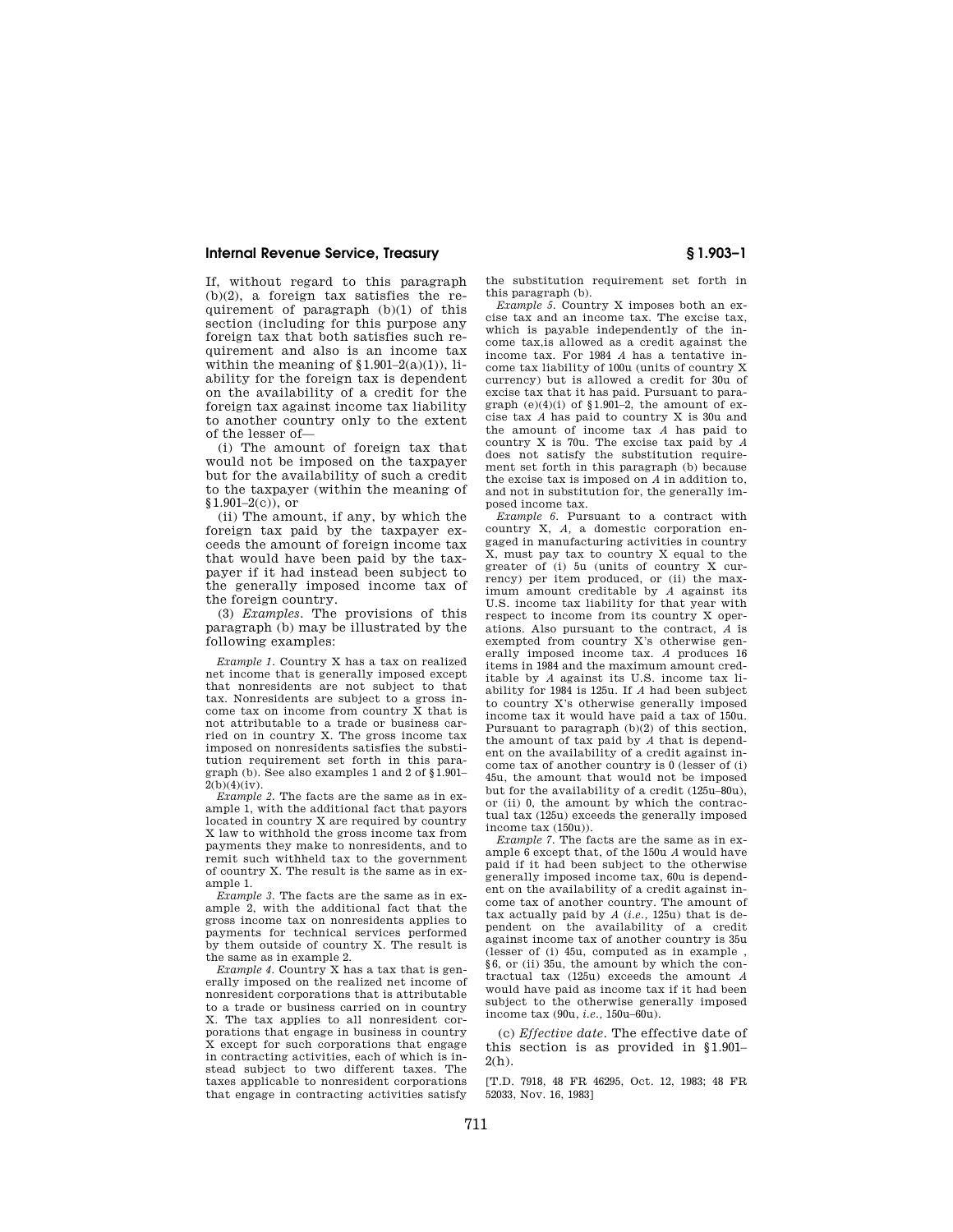If, without regard to this paragraph (b)(2), a foreign tax satisfies the requirement of paragraph (b)(1) of this section (including for this purpose any foreign tax that both satisfies such requirement and also is an income tax within the meaning of §1.901–2(a)(1)), liability for the foreign tax is dependent on the availability of a credit for the foreign tax against income tax liability to another country only to the extent of the lesser of—

(i) The amount of foreign tax that would not be imposed on the taxpayer but for the availability of such a credit to the taxpayer (within the meaning of §1.901–2(c)), or

(ii) The amount, if any, by which the foreign tax paid by the taxpayer exceeds the amount of foreign income tax that would have been paid by the taxpayer if it had instead been subject to the generally imposed income tax of the foreign country.

(3) *Examples.* The provisions of this paragraph (b) may be illustrated by the following examples:

*Example 1.* Country X has a tax on realized net income that is generally imposed except that nonresidents are not subject to that tax. Nonresidents are subject to a gross income tax on income from country X that is not attributable to a trade or business carried on in country X. The gross income tax imposed on nonresidents satisfies the substitution requirement set forth in this paragraph (b). See also examples 1 and 2 of §1.901–2(b)(4)(iv).

*Example 2.* The facts are the same as in example 1, with the additional fact that payors located in country X are required by country X law to withhold the gross income tax from payments they make to nonresidents, and to remit such withheld tax to the government of country X. The result is the same as in example 1.

*Example 3.* The facts are the same as in example 2, with the additional fact that the gross income tax on nonresidents applies to payments for technical services performed by them outside of country X. The result is the same as in example 2.

*Example 4.* Country X has a tax that is generally imposed on the realized net income of nonresident corporations that is attributable to a trade or business carried on in country X. The tax applies to all nonresident corporations that engage in business in country X except for such corporations that engage in contracting activities, each of which is instead subject to two different taxes. The taxes applicable to nonresident corporations that engage in contracting activities satisfy the substitution requirement set forth in this paragraph (b).

*Example 5.* Country X imposes both an excise tax and an income tax. The excise tax, which is payable independently of the income tax,is allowed as a credit against the income tax. For 1984 *A* has a tentative income tax liability of 100u (units of country X currency) but is allowed a credit for 30u of excise tax that it has paid. Pursuant to paragraph (e)(4)(i) of §1.901–2, the amount of excise tax *A* has paid to country X is 30u and the amount of income tax *A* has paid to country X is 70u. The excise tax paid by *A* does not satisfy the substitution requirement set forth in this paragraph (b) because the excise tax is imposed on *A* in addition to, and not in substitution for, the generally imposed income tax.

*Example 6.* Pursuant to a contract with country X, *A*, a domestic corporation engaged in manufacturing activities in country X, must pay tax to country X equal to the greater of (i) 5u (units of country X currency) per item produced, or (ii) the maximum amount creditable by *A* against its U.S. income tax liability for that year with respect to income from its country X operations. Also pursuant to the contract, *A* is exempted from country X's otherwise generally imposed income tax. *A* produces 16 items in 1984 and the maximum amount creditable by *A* against its U.S. income tax liability for 1984 is 125u. If *A* had been subject to country X's otherwise generally imposed income tax it would have paid a tax of 150u. Pursuant to paragraph (b)(2) of this section, the amount of tax paid by *A* that is dependent on the availability of a credit against income tax of another country is 0 (lesser of (i) 45u, the amount that would not be imposed but for the availability of a credit (125u–80u), or (ii) 0, the amount by which the contractual tax (125u) exceeds the generally imposed income tax (150u)).

*Example 7.* The facts are the same as in example 6 except that, of the 150u *A* would have paid if it had been subject to the otherwise generally imposed income tax, 60u is dependent on the availability of a credit against income tax of another country. The amount of tax actually paid by *A* (*i.e.*, 125u) that is dependent on the availability of a credit against income tax of another country is 35u (lesser of (i) 45u, computed as in example , §6, or (ii) 35u, the amount by which the contractual tax (125u) exceeds the amount *A* would have paid as income tax if it had been subject to the otherwise generally imposed income tax (90u, *i.e.*, 150u–60u).

(c) *Effective date.* The effective date of this section is as provided in §1.901–2(h).

[T.D. 7918, 48 FR 46295, Oct. 12, 1983; 48 FR 52033, Nov. 16, 1983]